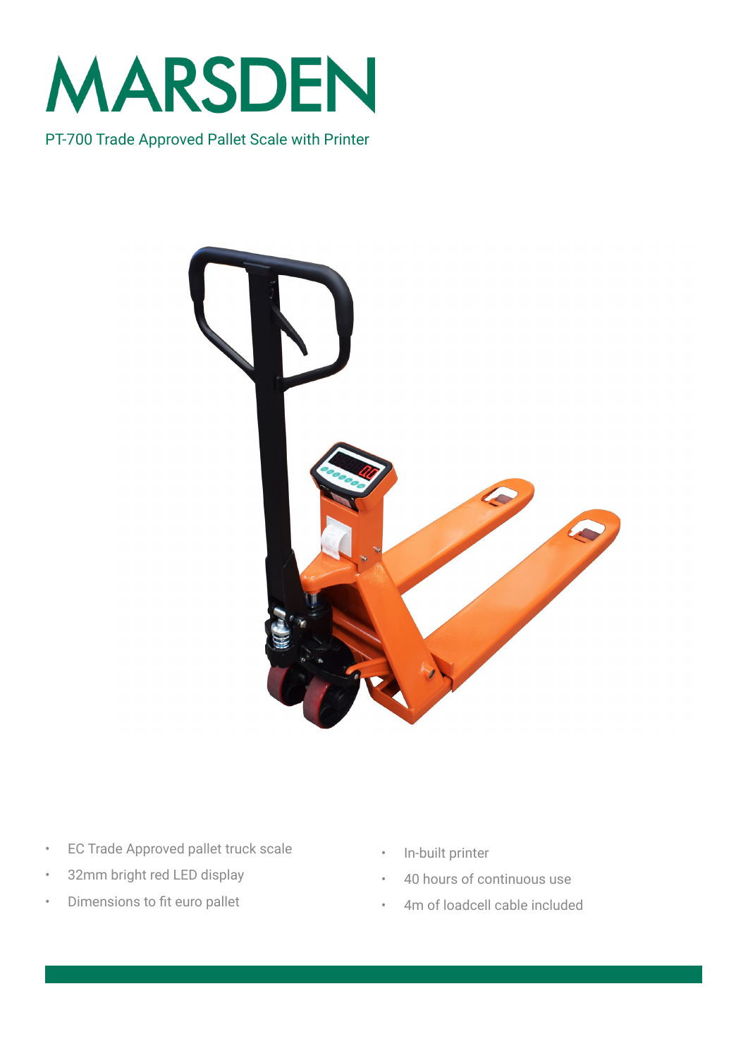# MARSDEN

PT-700 Trade Approved Pallet Scale with Printer

- EC Trade Approved pallet truck scale
- 32mm bright red LED display
- Dimensions to fit euro pallet
- In-built printer
- 40 hours of continuous use
- 4m of loadcell cable included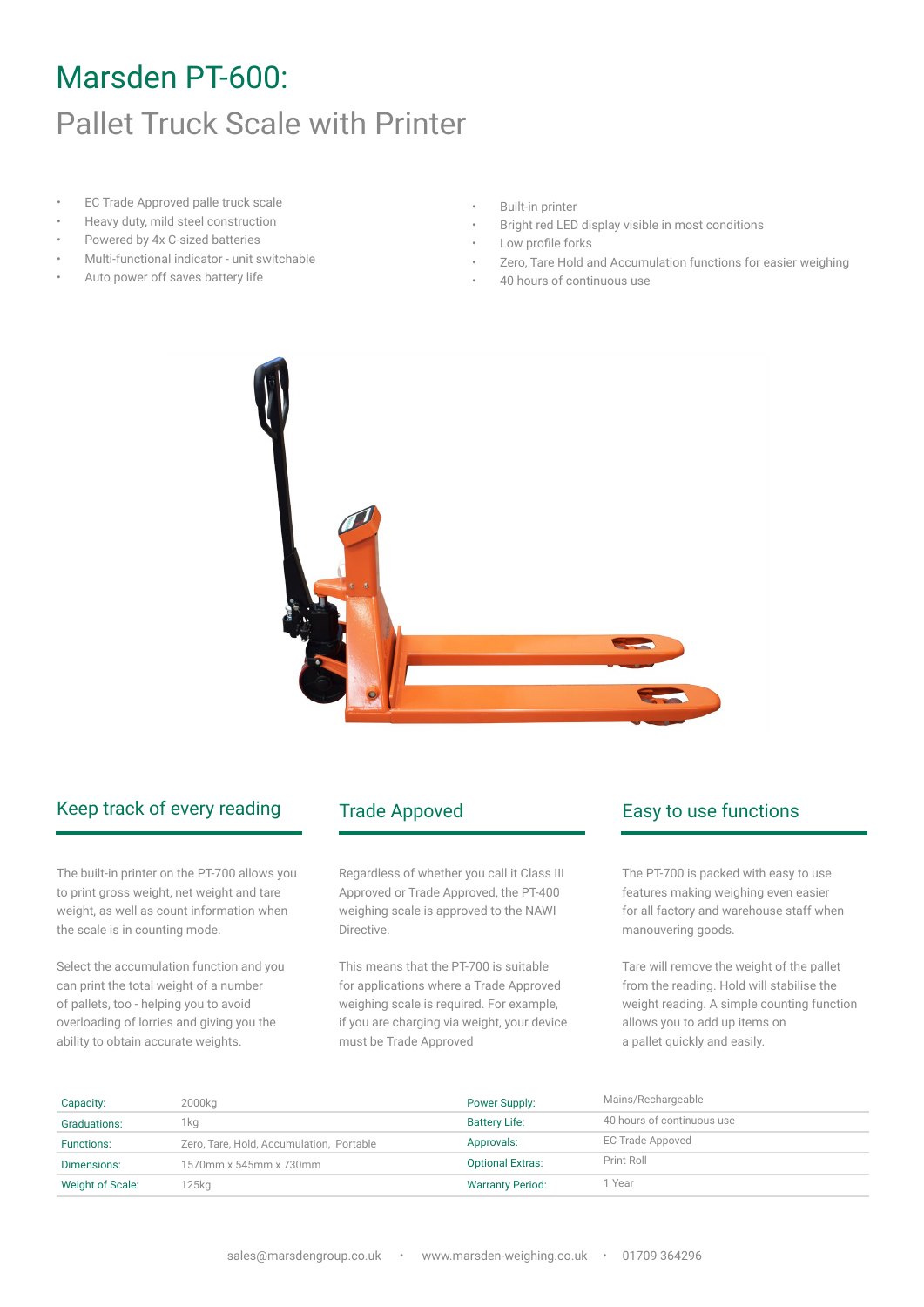# Marsden PT-600:

## Pallet Truck Scale with Printer

- EC Trade Approved palle truck scale
- Heavy duty, mild steel construction
- Powered by 4x C-sized batteries
- Multi-functional indicator - unit switchable
- Auto power off saves battery life
- Built-in printer
- Bright red LED display visible in most conditions
- Low profile forks
- Zero, Tare Hold and Accumulation functions for easier weighing
- 40 hours of continuous use

### Keep track of every reading

The built-in printer on the PT-700 allows you to print gross weight, net weight and tare weight, as well as count information when the scale is in counting mode.

Select the accumulation function and you can print the total weight of a number of pallets, too - helping you to avoid overloading of lorries and giving you the ability to obtain accurate weights.

### Trade Appoved

Regardless of whether you call it Class III Approved or Trade Approved, the PT-400 weighing scale is approved to the NAWI Directive.

This means that the PT-700 is suitable for applications where a Trade Approved weighing scale is required. For example, if you are charging via weight, your device must be Trade Approved

### Easy to use functions

The PT-700 is packed with easy to use features making weighing even easier for all factory and warehouse staff when manouvering goods.

Tare will remove the weight of the pallet from the reading. Hold will stabilise the weight reading. A simple counting function allows you to add up items on a pallet quickly and easily.

| | | | |
|---|---|---|---|
| Capacity: | 2000kg | Power Supply: | Mains/Rechargeable |
| Graduations: | 1kg | Battery Life: | 40 hours of continuous use |
| Functions: | Zero, Tare, Hold, Accumulation, Portable | Approvals: | EC Trade Appoved |
| Dimensions: | 1570mm x 545mm x 730mm | Optional Extras: | Print Roll |
| Weight of Scale: | 125kg | Warranty Period: | 1 Year |

sales@marsdengroup.co.uk • www.marsden-weighing.co.uk • 01709 364296